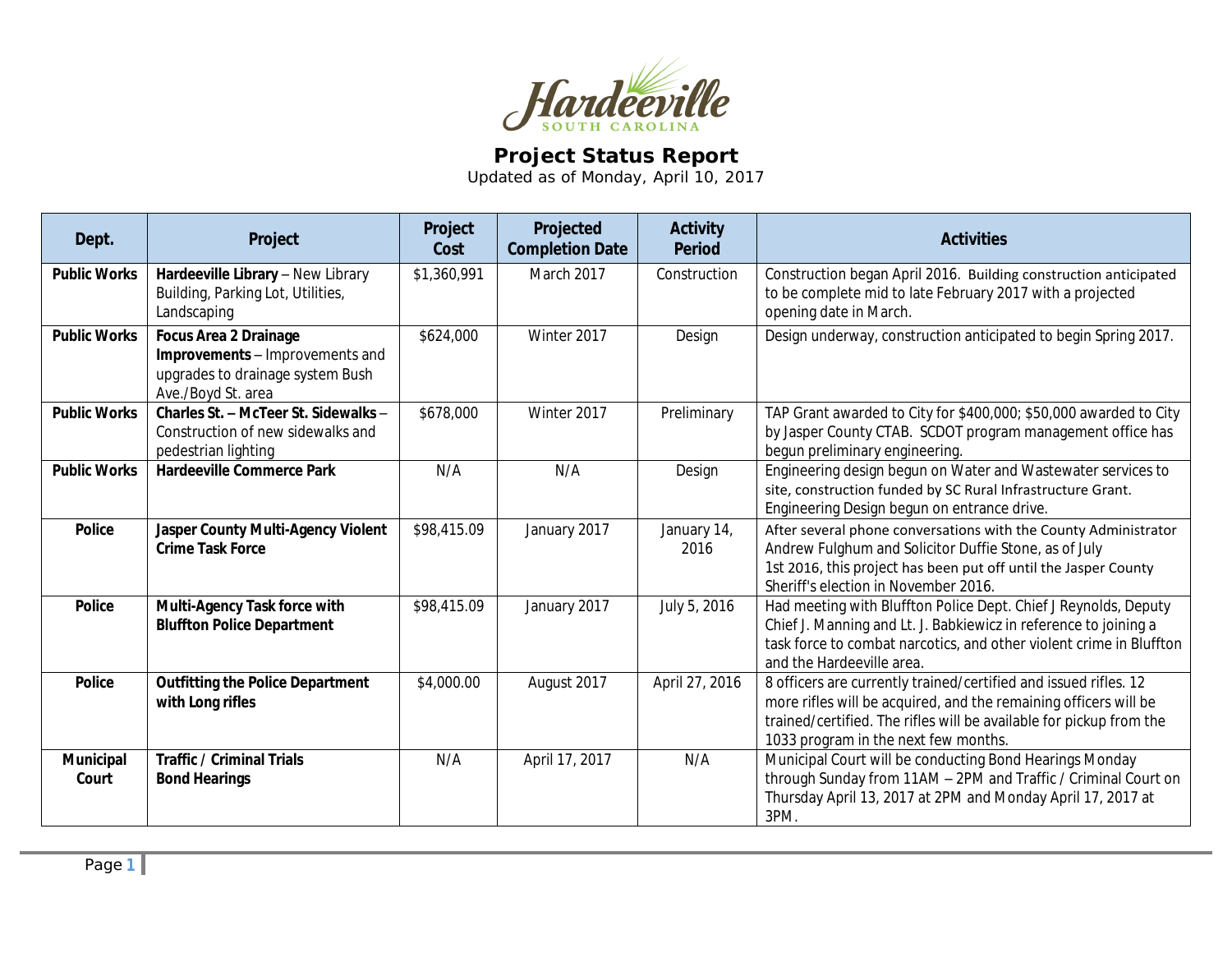Hardeeville
SOUTH CAROLINA

# Project Status Report

Updated as of Monday, April 10, 2017

| Dept. | Project | Project Cost | Projected Completion Date | Activity Period | Activities |
|---|---|---|---|---|---|
| **Public Works** | **Hardeeville Library** – New Library Building, Parking Lot, Utilities, Landscaping | $1,360,991 | March 2017 | Construction | Construction began April 2016. Building construction anticipated to be complete mid to late February 2017 with a projected opening date in March. |
| **Public Works** | **Focus Area 2 Drainage Improvements** – Improvements and upgrades to drainage system Bush Ave./Boyd St. area | $624,000 | Winter 2017 | Design | Design underway, construction anticipated to begin Spring 2017. |
| **Public Works** | **Charles St. – McTeer St. Sidewalks** – Construction of new sidewalks and pedestrian lighting | $678,000 | Winter 2017 | Preliminary | TAP Grant awarded to City for $400,000; $50,000 awarded to City by Jasper County CTAB. SCDOT program management office has begun preliminary engineering. |
| **Public Works** | **Hardeeville Commerce Park** | N/A | N/A | Design | Engineering design begun on Water and Wastewater services to site, construction funded by SC Rural Infrastructure Grant. Engineering Design begun on entrance drive. |
| **Police** | **Jasper County Multi-Agency Violent Crime Task Force** | $98,415.09 | January 2017 | January 14, 2016 | After several phone conversations with the County Administrator Andrew Fulghum and Solicitor Duffie Stone, as of July 1st 2016, this project has been put off until the Jasper County Sheriff's election in November 2016. |
| **Police** | **Multi-Agency Task force with Bluffton Police Department** | $98,415.09 | January 2017 | July 5, 2016 | Had meeting with Bluffton Police Dept. Chief J Reynolds, Deputy Chief J. Manning and Lt. J. Babkiewicz in reference to joining a task force to combat narcotics, and other violent crime in Bluffton and the Hardeeville area. |
| **Police** | **Outfitting the Police Department with Long rifles** | $4,000.00 | August 2017 | April 27, 2016 | 8 officers are currently trained/certified and issued rifles. 12 more rifles will be acquired, and the remaining officers will be trained/certified. The rifles will be available for pickup from the 1033 program in the next few months. |
| **Municipal Court** | **Traffic / Criminal Trials Bond Hearings** | N/A | April 17, 2017 | N/A | Municipal Court will be conducting Bond Hearings Monday through Sunday from 11AM – 2PM and Traffic / Criminal Court on Thursday April 13, 2017 at 2PM and Monday April 17, 2017 at 3PM. |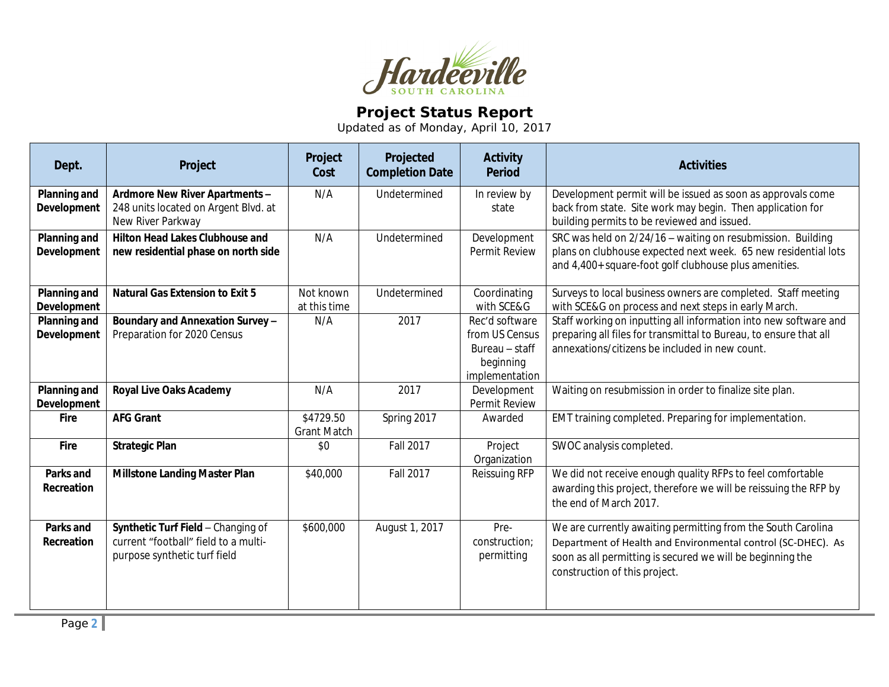Hardeeville
SOUTH CAROLINA

# Project Status Report

Updated as of Monday, April 10, 2017

| Dept. | Project | Project Cost | Projected Completion Date | Activity Period | Activities |
|---|---|---|---|---|---|
| **Planning and Development** | **Ardmore New River Apartments** – 248 units located on Argent Blvd. at New River Parkway | N/A | Undetermined | In review by state | Development permit will be issued as soon as approvals come back from state. Site work may begin. Then application for building permits to be reviewed and issued. |
| **Planning and Development** | **Hilton Head Lakes Clubhouse and new residential phase on north side** | N/A | Undetermined | Development Permit Review | SRC was held on 2/24/16 – waiting on resubmission. Building plans on clubhouse expected next week. 65 new residential lots and 4,400+ square-foot golf clubhouse plus amenities. |
| **Planning and Development** | **Natural Gas Extension to Exit 5** | Not known at this time | Undetermined | Coordinating with SCE&G | Surveys to local business owners are completed. Staff meeting with SCE&G on process and next steps in early March. |
| **Planning and Development** | **Boundary and Annexation Survey** – Preparation for 2020 Census | N/A | 2017 | Rec'd software from US Census Bureau – staff beginning implementation | Staff working on inputting all information into new software and preparing all files for transmittal to Bureau, to ensure that all annexations/citizens be included in new count. |
| **Planning and Development** | **Royal Live Oaks Academy** | N/A | 2017 | Development Permit Review | Waiting on resubmission in order to finalize site plan. |
| **Fire** | **AFG Grant** | $4729.50 Grant Match | Spring 2017 | Awarded | EMT training completed. Preparing for implementation. |
| **Fire** | **Strategic Plan** | $0 | Fall 2017 | Project Organization | SWOC analysis completed. |
| **Parks and Recreation** | **Millstone Landing Master Plan** | $40,000 | Fall 2017 | Reissuing RFP | We did not receive enough quality RFPs to feel comfortable awarding this project, therefore we will be reissuing the RFP by the end of March 2017. |
| **Parks and Recreation** | **Synthetic Turf Field** – Changing of current "football" field to a multi-purpose synthetic turf field | $600,000 | August 1, 2017 | Pre-construction; permitting | We are currently awaiting permitting from the South Carolina Department of Health and Environmental control (SC-DHEC). As soon as all permitting is secured we will be beginning the construction of this project. |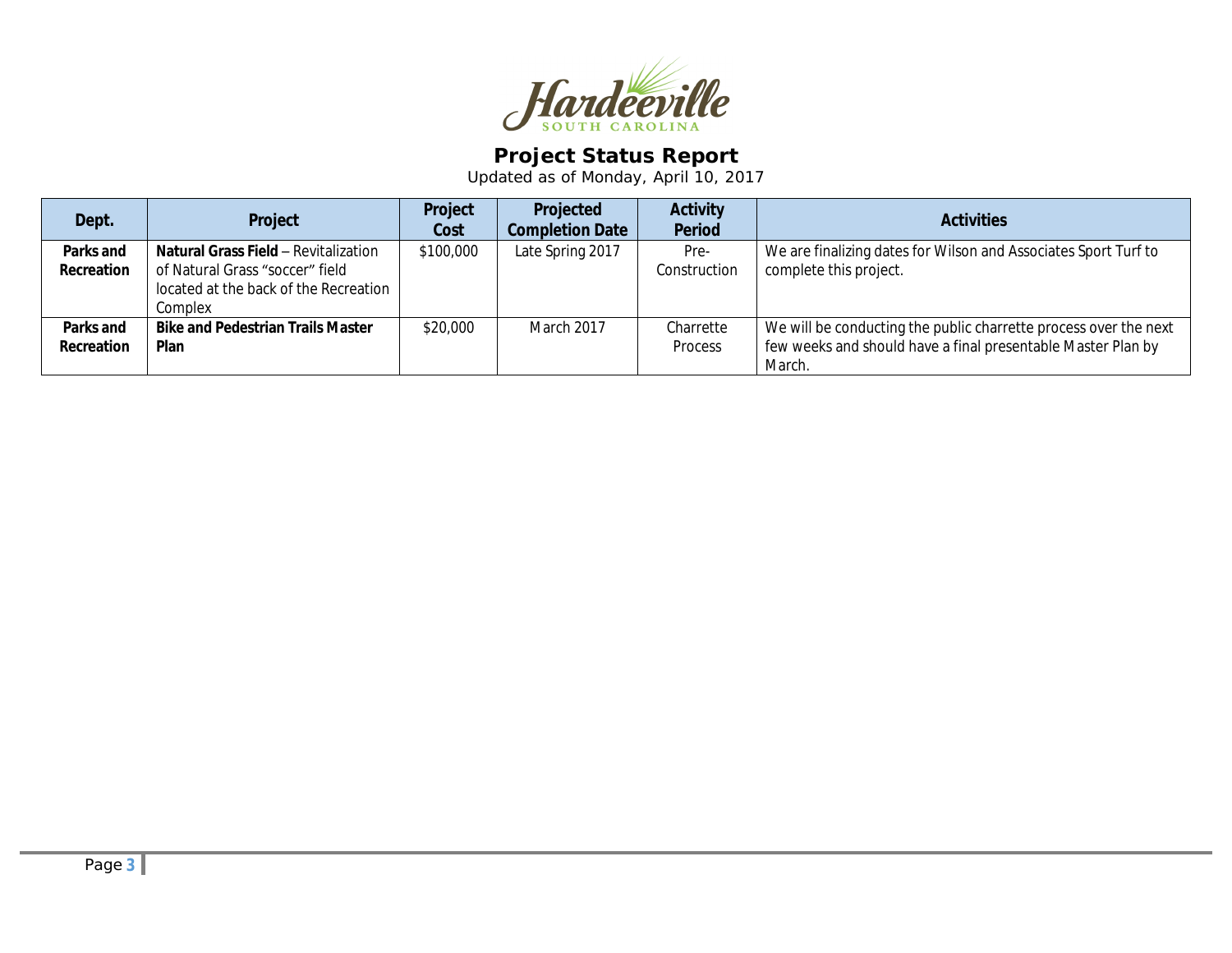Hardeeville
SOUTH CAROLINA

# Project Status Report

Updated as of Monday, April 10, 2017

| Dept. | Project | Project Cost | Projected Completion Date | Activity Period | Activities |
|---|---|---|---|---|---|
| **Parks and Recreation** | **Natural Grass Field** – Revitalization of Natural Grass "soccer" field located at the back of the Recreation Complex | $100,000 | Late Spring 2017 | Pre-Construction | We are finalizing dates for Wilson and Associates Sport Turf to complete this project. |
| **Parks and Recreation** | **Bike and Pedestrian Trails Master Plan** | $20,000 | March 2017 | Charrette Process | We will be conducting the public charrette process over the next few weeks and should have a final presentable Master Plan by March. |